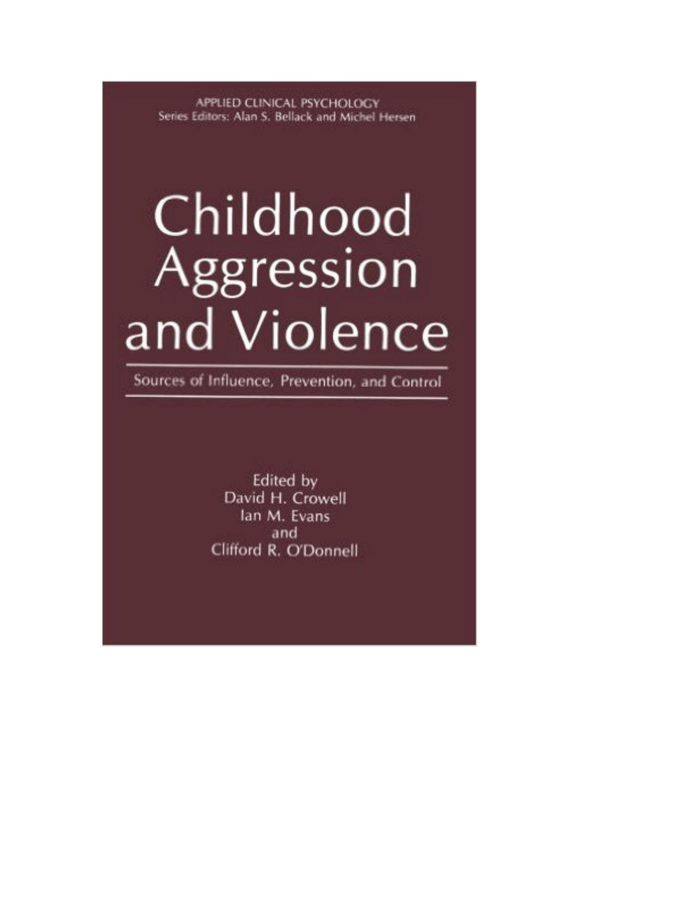APPLIED CLINICAL PSYCHOLOGY
Series Editors: Alan S. Bellack and Michel Hersen

# Childhood Aggression and Violence

## Sources of Influence, Prevention, and Control

Edited by
David H. Crowell
Ian M. Evans
and
Clifford R. O'Donnell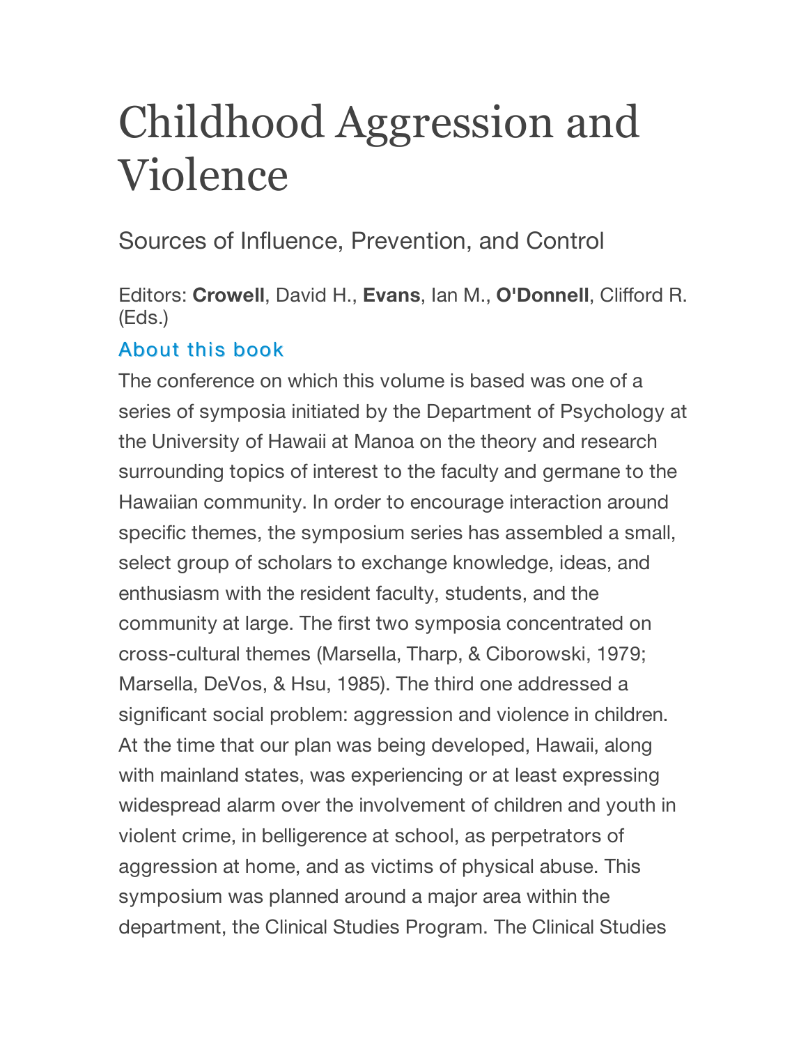# Childhood Aggression and Violence

## Sources of Influence, Prevention, and Control

Editors: **Crowell**, David H., **Evans**, Ian M., **O'Donnell**, Clifford R. (Eds.)

### About this book

The conference on which this volume is based was one of a series of symposia initiated by the Department of Psychology at the University of Hawaii at Manoa on the theory and research surrounding topics of interest to the faculty and germane to the Hawaiian community. In order to encourage interaction around specific themes, the symposium series has assembled a small, select group of scholars to exchange knowledge, ideas, and enthusiasm with the resident faculty, students, and the community at large. The first two symposia concentrated on cross-cultural themes (Marsella, Tharp, & Ciborowski, 1979; Marsella, DeVos, & Hsu, 1985). The third one addressed a significant social problem: aggression and violence in children. At the time that our plan was being developed, Hawaii, along with mainland states, was experiencing or at least expressing widespread alarm over the involvement of children and youth in violent crime, in belligerence at school, as perpetrators of aggression at home, and as victims of physical abuse. This symposium was planned around a major area within the department, the Clinical Studies Program. The Clinical Studies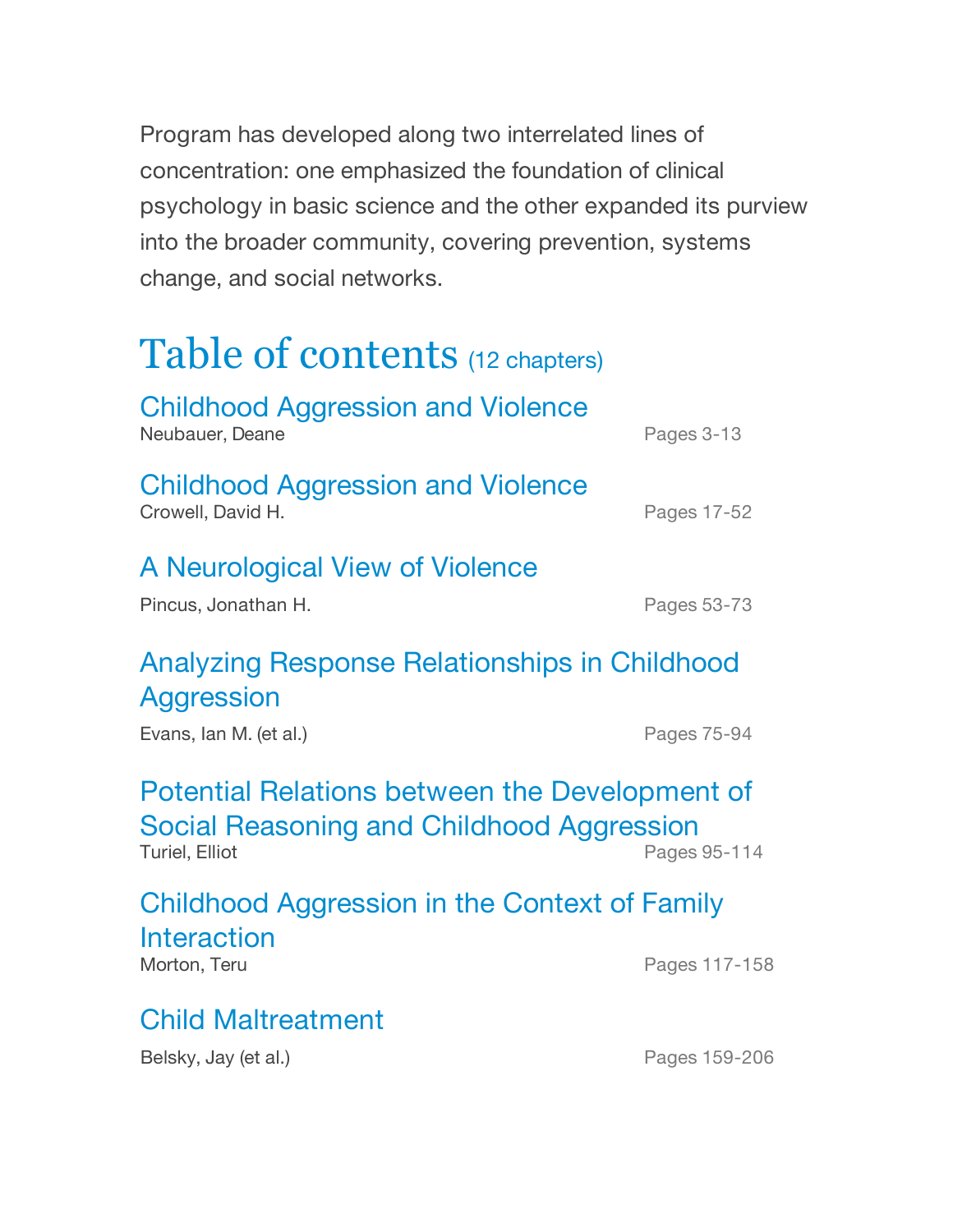Program has developed along two interrelated lines of concentration: one emphasized the foundation of clinical psychology in basic science and the other expanded its purview into the broader community, covering prevention, systems change, and social networks.

## Table of contents (12 chapters)

### Childhood Aggression and Violence
Neubauer, Deane — Pages 3-13

### Childhood Aggression and Violence
Crowell, David H. — Pages 17-52

### A Neurological View of Violence
Pincus, Jonathan H. — Pages 53-73

### Analyzing Response Relationships in Childhood Aggression
Evans, Ian M. (et al.) — Pages 75-94

### Potential Relations between the Development of Social Reasoning and Childhood Aggression
Turiel, Elliot — Pages 95-114

### Childhood Aggression in the Context of Family Interaction
Morton, Teru — Pages 117-158

### Child Maltreatment
Belsky, Jay (et al.) — Pages 159-206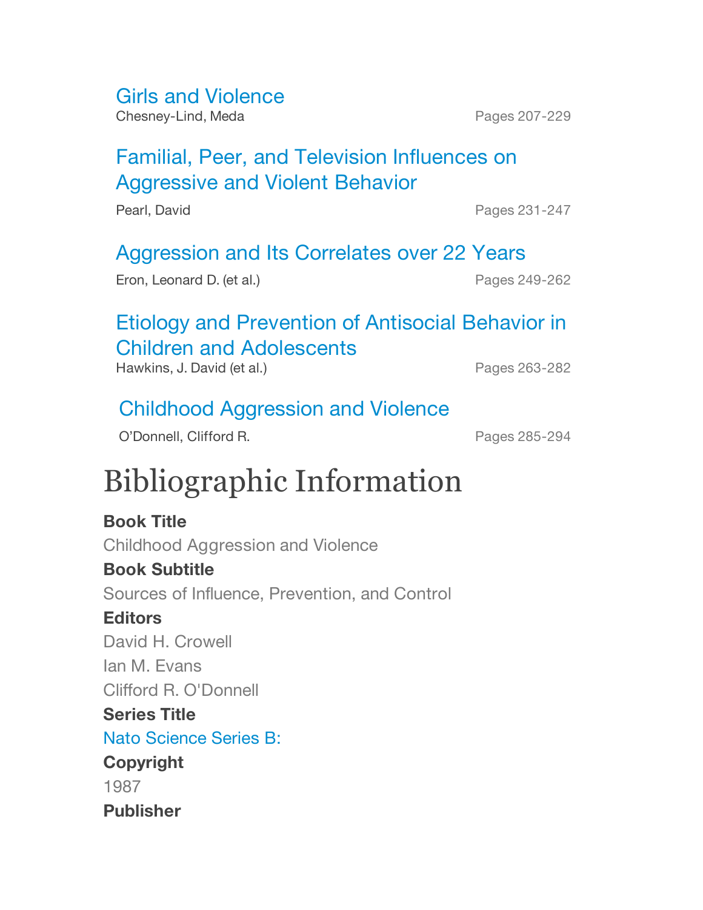### Girls and Violence

Chesney-Lind, Meda

Pages 207-229

### Familial, Peer, and Television Influences on Aggressive and Violent Behavior

Pearl, David

Pages 231-247

### Aggression and Its Correlates over 22 Years

Eron, Leonard D. (et al.)

Pages 249-262

### Etiology and Prevention of Antisocial Behavior in Children and Adolescents

Hawkins, J. David (et al.)

Pages 263-282

### Childhood Aggression and Violence

O'Donnell, Clifford R.

Pages 285-294

# Bibliographic Information

**Book Title**

Childhood Aggression and Violence

**Book Subtitle**

Sources of Influence, Prevention, and Control

**Editors**

David H. Crowell

Ian M. Evans

Clifford R. O'Donnell

**Series Title**

Nato Science Series B:

**Copyright**

1987

**Publisher**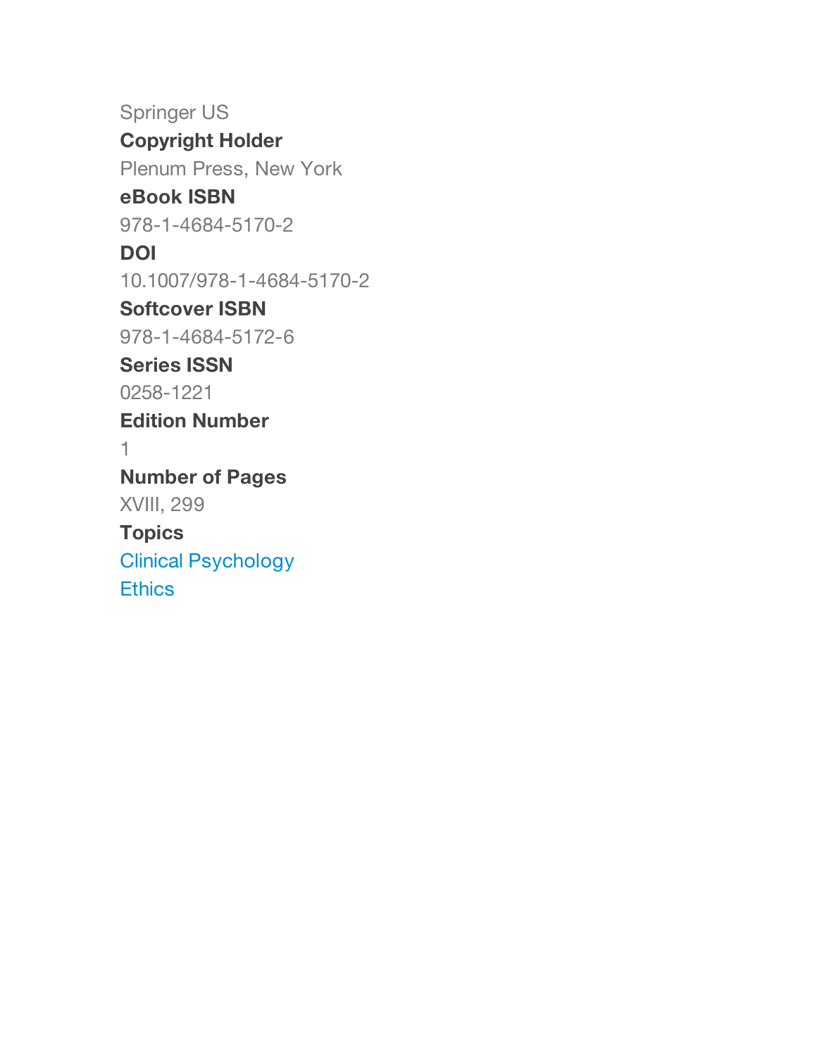Springer US

**Copyright Holder**

Plenum Press, New York

**eBook ISBN**

978-1-4684-5170-2

**DOI**

10.1007/978-1-4684-5170-2

**Softcover ISBN**

978-1-4684-5172-6

**Series ISSN**

0258-1221

**Edition Number**

1

**Number of Pages**

XVIII, 299

**Topics**

Clinical Psychology

Ethics